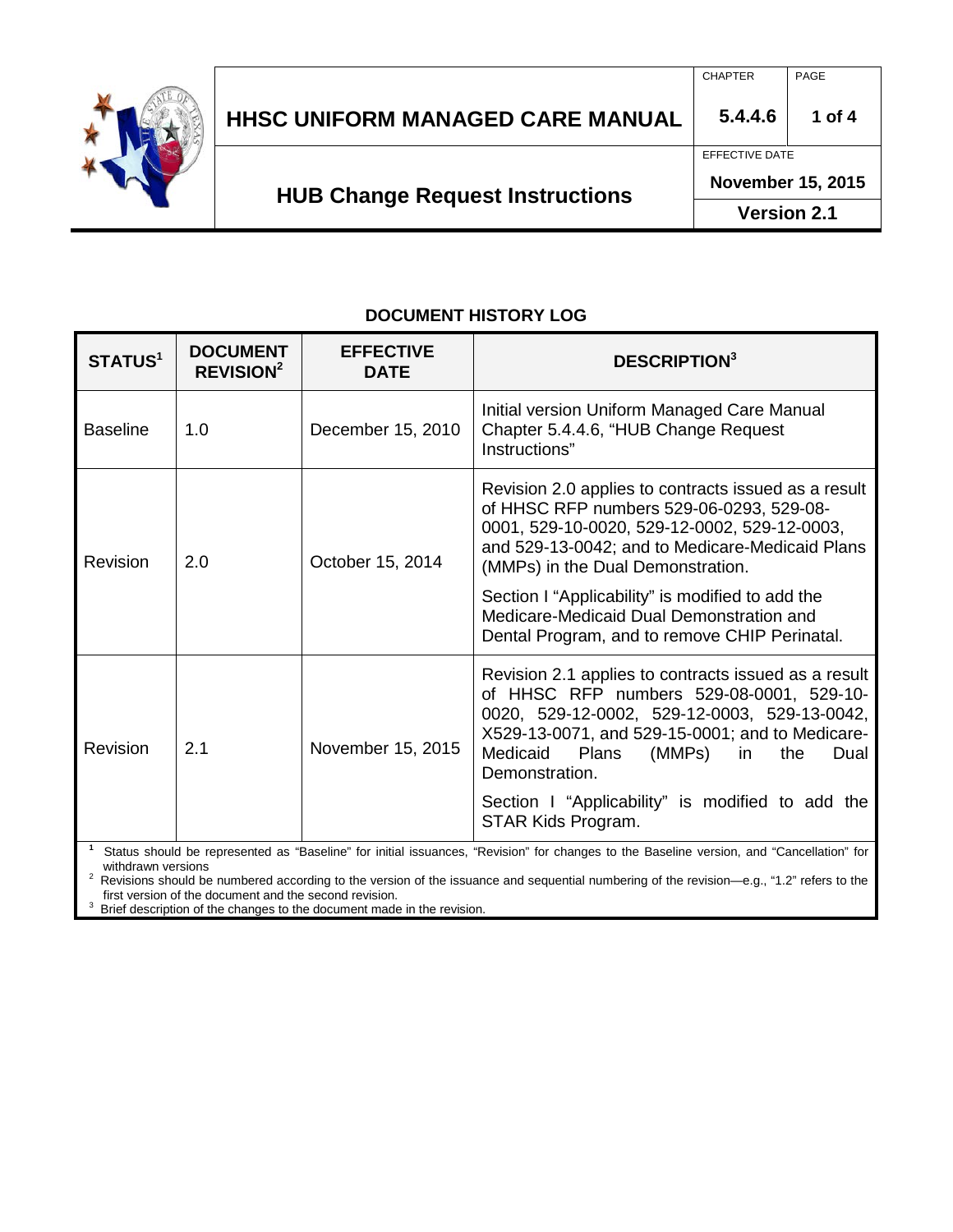# HHSC UNIFORM MANAGED CARE MANUAL

## HUB Change Request Instructions

| CHAPTER | PAGE |
| --- | --- |
| 5.4.4.6 | 1 of 4 |
| EFFECTIVE DATE | |
| November 15, 2015 | |
| Version 2.1 | |

### DOCUMENT HISTORY LOG

| STATUS[1] | DOCUMENT REVISION[2] | EFFECTIVE DATE | DESCRIPTION[3] |
| --- | --- | --- | --- |
| Baseline | 1.0 | December 15, 2010 | Initial version Uniform Managed Care Manual Chapter 5.4.4.6, "HUB Change Request Instructions" |
| Revision | 2.0 | October 15, 2014 | Revision 2.0 applies to contracts issued as a result of HHSC RFP numbers 529-06-0293, 529-08-0001, 529-10-0020, 529-12-0002, 529-12-0003, and 529-13-0042; and to Medicare-Medicaid Plans (MMPs) in the Dual Demonstration.<br><br>Section I "Applicability" is modified to add the Medicare-Medicaid Dual Demonstration and Dental Program, and to remove CHIP Perinatal. |
| Revision | 2.1 | November 15, 2015 | Revision 2.1 applies to contracts issued as a result of HHSC RFP numbers 529-08-0001, 529-10-0020, 529-12-0002, 529-12-0003, 529-13-0042, X529-13-0071, and 529-15-0001; and to Medicare-Medicaid Plans (MMPs) in the Dual Demonstration.<br><br>Section I "Applicability" is modified to add the STAR Kids Program. |

[1] Status should be represented as "Baseline" for initial issuances, "Revision" for changes to the Baseline version, and "Cancellation" for withdrawn versions

[2] Revisions should be numbered according to the version of the issuance and sequential numbering of the revision—e.g., "1.2" refers to the first version of the document and the second revision.

[3] Brief description of the changes to the document made in the revision.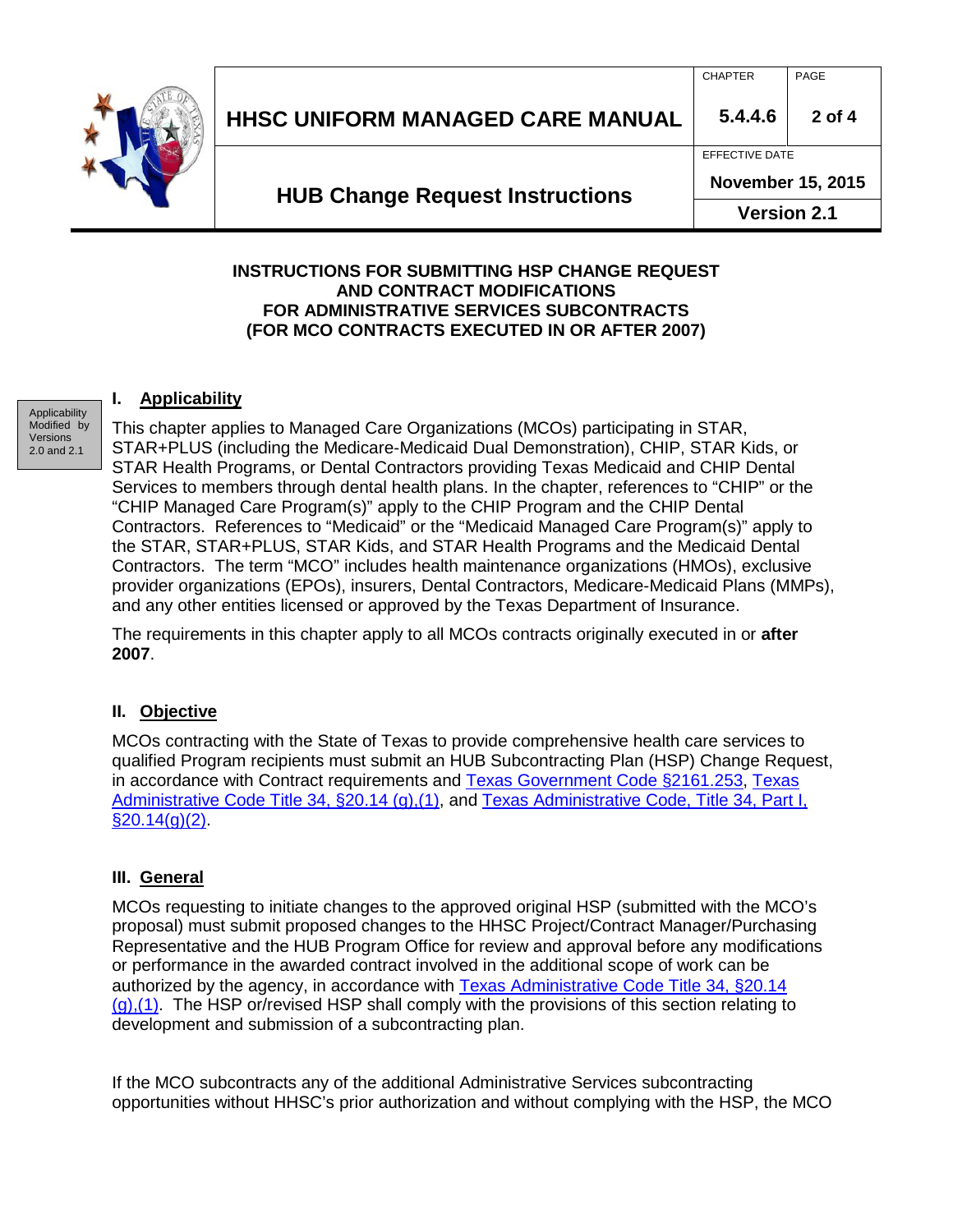**INSTRUCTIONS FOR SUBMITTING HSP CHANGE REQUEST AND CONTRACT MODIFICATIONS FOR ADMINISTRATIVE SERVICES SUBCONTRACTS (FOR MCO CONTRACTS EXECUTED IN OR AFTER 2007)**

Applicability Modified by Versions 2.0 and 2.1

## I. Applicability

This chapter applies to Managed Care Organizations (MCOs) participating in STAR, STAR+PLUS (including the Medicare-Medicaid Dual Demonstration), CHIP, STAR Kids, or STAR Health Programs, or Dental Contractors providing Texas Medicaid and CHIP Dental Services to members through dental health plans. In the chapter, references to "CHIP" or the "CHIP Managed Care Program(s)" apply to the CHIP Program and the CHIP Dental Contractors. References to "Medicaid" or the "Medicaid Managed Care Program(s)" apply to the STAR, STAR+PLUS, STAR Kids, and STAR Health Programs and the Medicaid Dental Contractors. The term "MCO" includes health maintenance organizations (HMOs), exclusive provider organizations (EPOs), insurers, Dental Contractors, Medicare-Medicaid Plans (MMPs), and any other entities licensed or approved by the Texas Department of Insurance.

The requirements in this chapter apply to all MCOs contracts originally executed in or **after 2007**.

## II. Objective

MCOs contracting with the State of Texas to provide comprehensive health care services to qualified Program recipients must submit an HUB Subcontracting Plan (HSP) Change Request, in accordance with Contract requirements and Texas Government Code §2161.253, Texas Administrative Code Title 34, §20.14 (g),(1), and Texas Administrative Code, Title 34, Part I, §20.14(g)(2).

## III. General

MCOs requesting to initiate changes to the approved original HSP (submitted with the MCO's proposal) must submit proposed changes to the HHSC Project/Contract Manager/Purchasing Representative and the HUB Program Office for review and approval before any modifications or performance in the awarded contract involved in the additional scope of work can be authorized by the agency, in accordance with Texas Administrative Code Title 34, §20.14 (g),(1). The HSP or/revised HSP shall comply with the provisions of this section relating to development and submission of a subcontracting plan.

If the MCO subcontracts any of the additional Administrative Services subcontracting opportunities without HHSC's prior authorization and without complying with the HSP, the MCO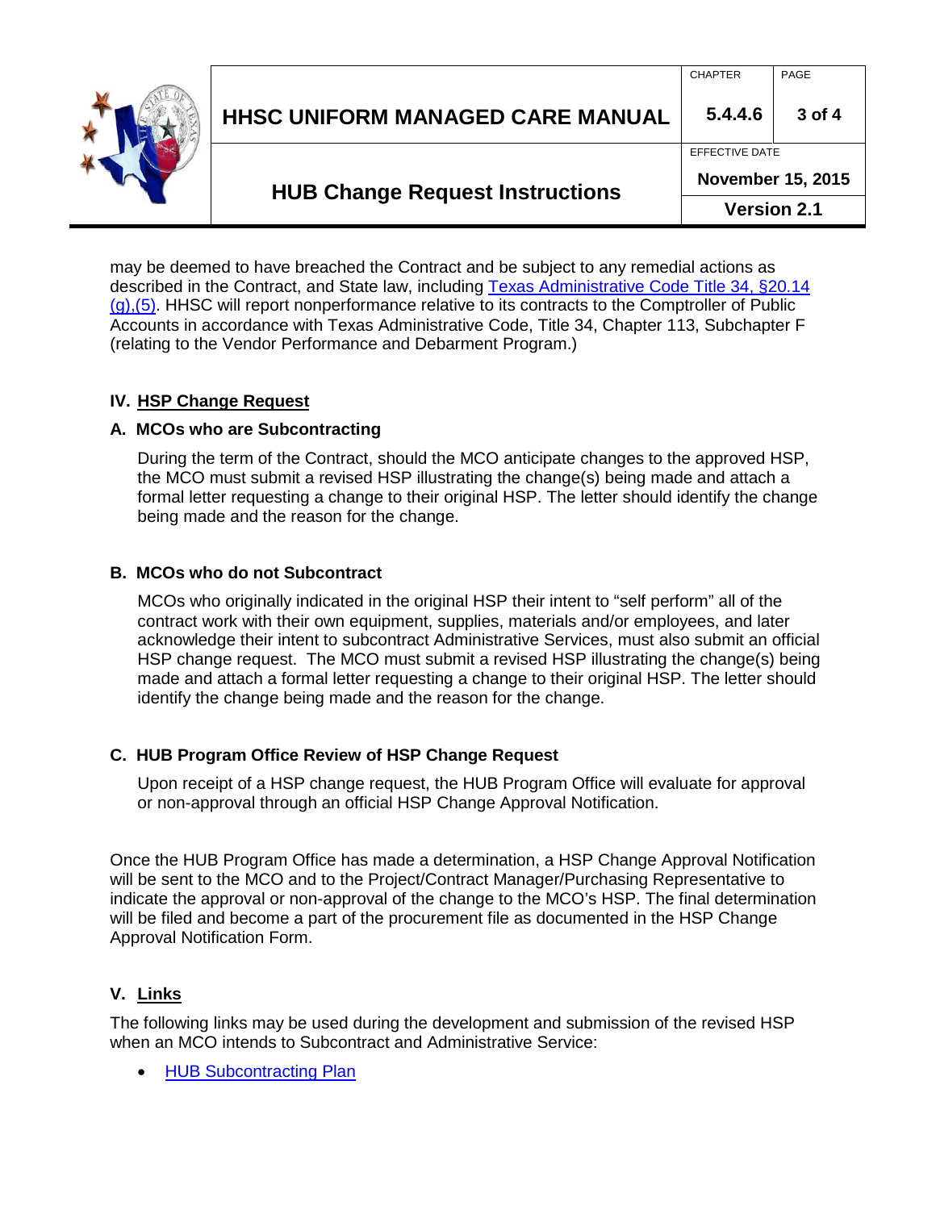may be deemed to have breached the Contract and be subject to any remedial actions as described in the Contract, and State law, including [Texas Administrative Code Title 34, §20.14 (g),(5)](). HHSC will report nonperformance relative to its contracts to the Comptroller of Public Accounts in accordance with Texas Administrative Code, Title 34, Chapter 113, Subchapter F (relating to the Vendor Performance and Debarment Program.)

## IV. HSP Change Request

### A. MCOs who are Subcontracting

During the term of the Contract, should the MCO anticipate changes to the approved HSP, the MCO must submit a revised HSP illustrating the change(s) being made and attach a formal letter requesting a change to their original HSP. The letter should identify the change being made and the reason for the change.

### B. MCOs who do not Subcontract

MCOs who originally indicated in the original HSP their intent to "self perform" all of the contract work with their own equipment, supplies, materials and/or employees, and later acknowledge their intent to subcontract Administrative Services, must also submit an official HSP change request. The MCO must submit a revised HSP illustrating the change(s) being made and attach a formal letter requesting a change to their original HSP. The letter should identify the change being made and the reason for the change.

### C. HUB Program Office Review of HSP Change Request

Upon receipt of a HSP change request, the HUB Program Office will evaluate for approval or non-approval through an official HSP Change Approval Notification.

Once the HUB Program Office has made a determination, a HSP Change Approval Notification will be sent to the MCO and to the Project/Contract Manager/Purchasing Representative to indicate the approval or non-approval of the change to the MCO's HSP. The final determination will be filed and become a part of the procurement file as documented in the HSP Change Approval Notification Form.

## V. Links

The following links may be used during the development and submission of the revised HSP when an MCO intends to Subcontract and Administrative Service:

- [HUB Subcontracting Plan]()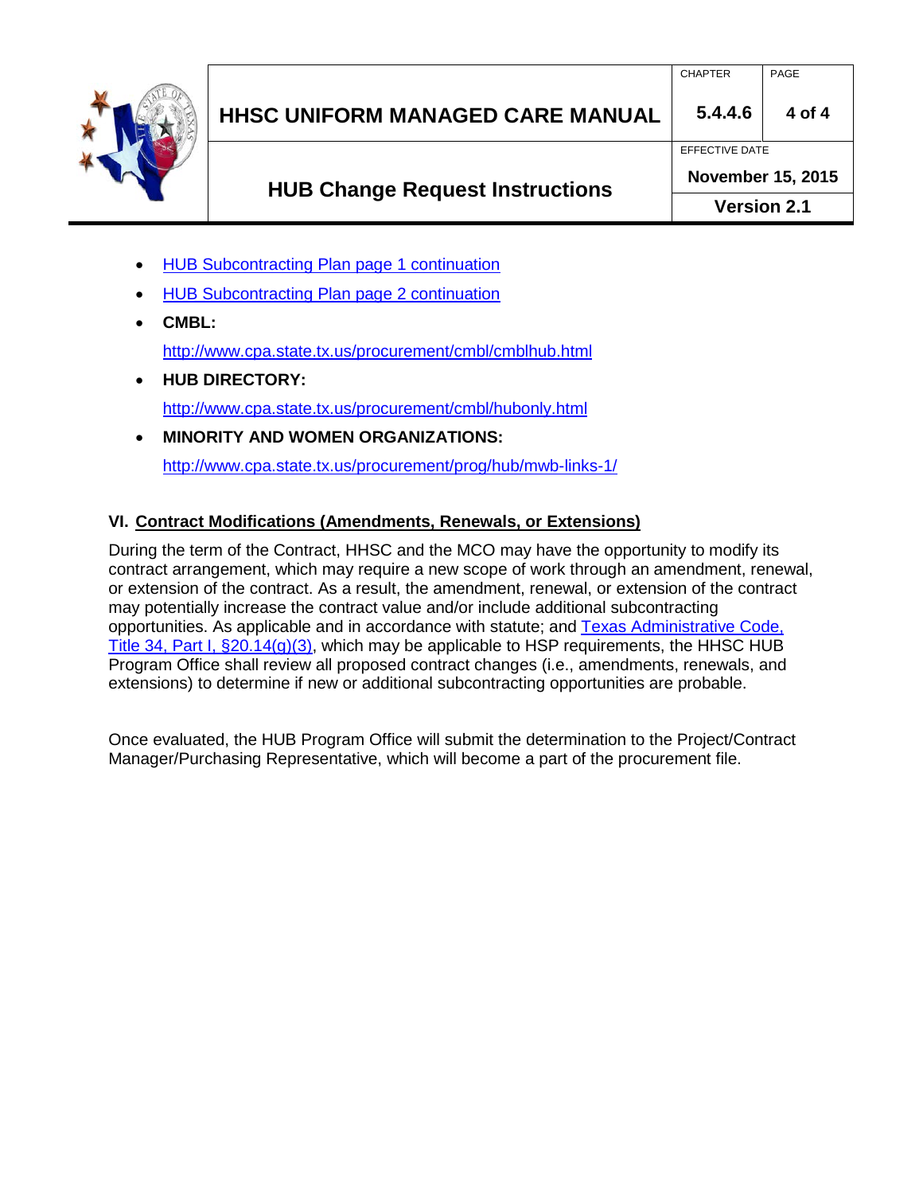- HUB Subcontracting Plan page 1 continuation
- HUB Subcontracting Plan page 2 continuation
- **CMBL:**

  http://www.cpa.state.tx.us/procurement/cmbl/cmblhub.html
- **HUB DIRECTORY:**

  http://www.cpa.state.tx.us/procurement/cmbl/hubonly.html
- **MINORITY AND WOMEN ORGANIZATIONS:**

  http://www.cpa.state.tx.us/procurement/prog/hub/mwb-links-1/

## VI. Contract Modifications (Amendments, Renewals, or Extensions)

During the term of the Contract, HHSC and the MCO may have the opportunity to modify its contract arrangement, which may require a new scope of work through an amendment, renewal, or extension of the contract. As a result, the amendment, renewal, or extension of the contract may potentially increase the contract value and/or include additional subcontracting opportunities. As applicable and in accordance with statute; and Texas Administrative Code, Title 34, Part I, §20.14(g)(3), which may be applicable to HSP requirements, the HHSC HUB Program Office shall review all proposed contract changes (i.e., amendments, renewals, and extensions) to determine if new or additional subcontracting opportunities are probable.

Once evaluated, the HUB Program Office will submit the determination to the Project/Contract Manager/Purchasing Representative, which will become a part of the procurement file.